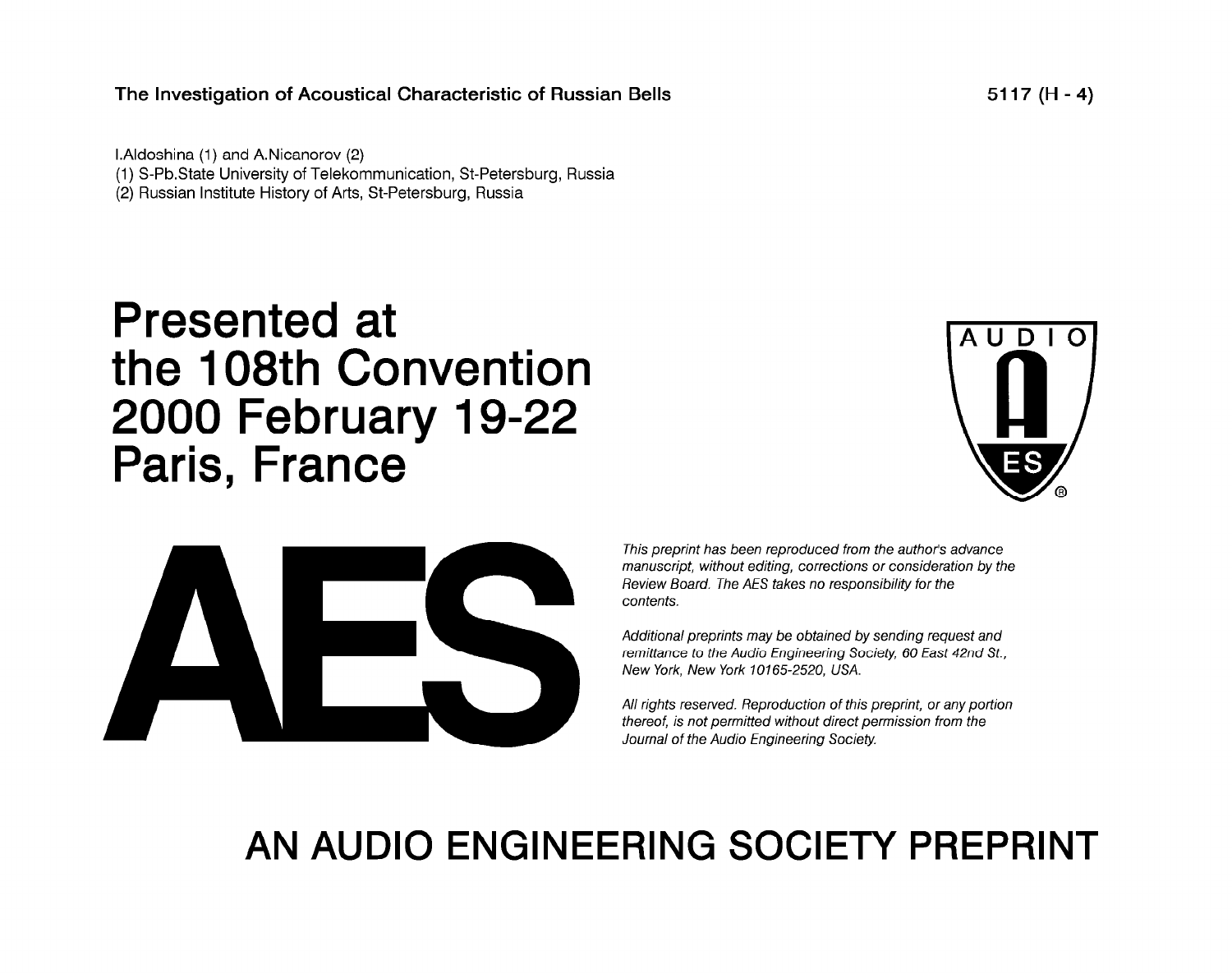**The Investigation of Acoustical Characteristic of Russian Bells** **5117 (H - 4)**

I.Aldoshina (1) and A.Nicanorov (2)
(1) S-Pb.State University of Telekommunication, St-Petersburg, Russia
(2) Russian Institute History of Arts, St-Petersburg, Russia

# Presented at the 108th Convention 2000 February 19-22 Paris, France

AES

*This preprint has been reproduced from the author's advance manuscript, without editing, corrections or consideration by the Review Board. The AES takes no responsibility for the contents.*

*Additional preprints may be obtained by sending request and remittance to the Audio Engineering Society, 60 East 42nd St., New York, New York 10165-2520, USA.*

*All rights reserved. Reproduction of this preprint, or any portion thereof, is not permitted without direct permission from the Journal of the Audio Engineering Society.*

## AN AUDIO ENGINEERING SOCIETY PREPRINT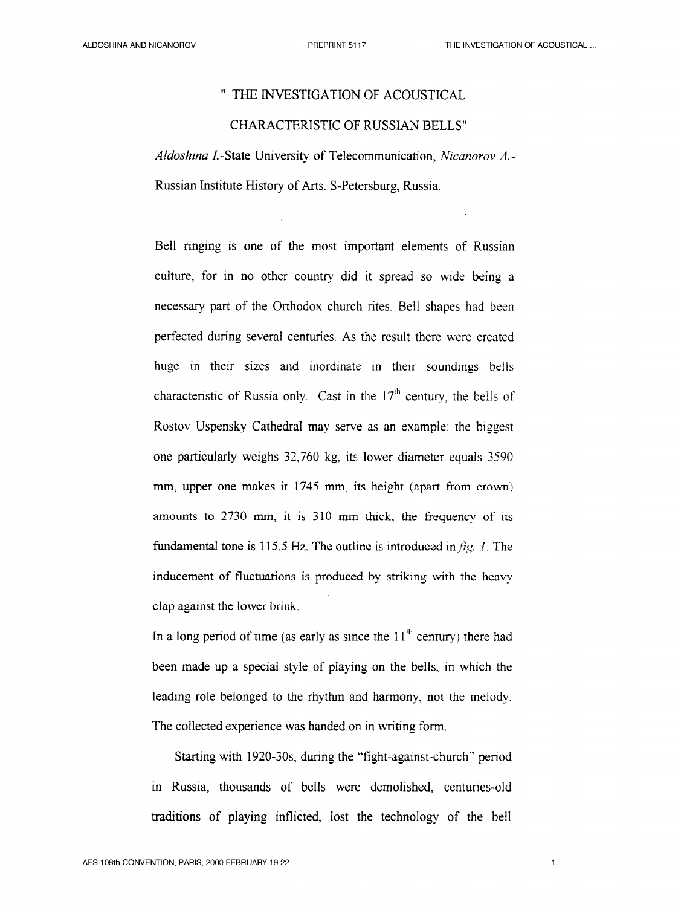# " THE INVESTIGATION OF ACOUSTICAL CHARACTERISTIC OF RUSSIAN BELLS"

*Aldoshina I.*-State University of Telecommunication, *Nicanorov A.*-Russian Institute History of Arts. S-Petersburg, Russia.

Bell ringing is one of the most important elements of Russian culture, for in no other country did it spread so wide being a necessary part of the Orthodox church rites. Bell shapes had been perfected during several centuries. As the result there were created huge in their sizes and inordinate in their soundings bells characteristic of Russia only. Cast in the 17[th] century, the bells of Rostov Uspensky Cathedral may serve as an example: the biggest one particularly weighs 32,760 kg, its lower diameter equals 3590 mm, upper one makes it 1745 mm, its height (apart from crown) amounts to 2730 mm, it is 310 mm thick, the frequency of its fundamental tone is 115.5 Hz. The outline is introduced in *fig. 1*. The inducement of fluctuations is produced by striking with the heavy clap against the lower brink.

In a long period of time (as early as since the 11[th] century) there had been made up a special style of playing on the bells, in which the leading role belonged to the rhythm and harmony, not the melody. The collected experience was handed on in writing form.

Starting with 1920-30s, during the "fight-against-church" period in Russia, thousands of bells were demolished, centuries-old traditions of playing inflicted, lost the technology of the bell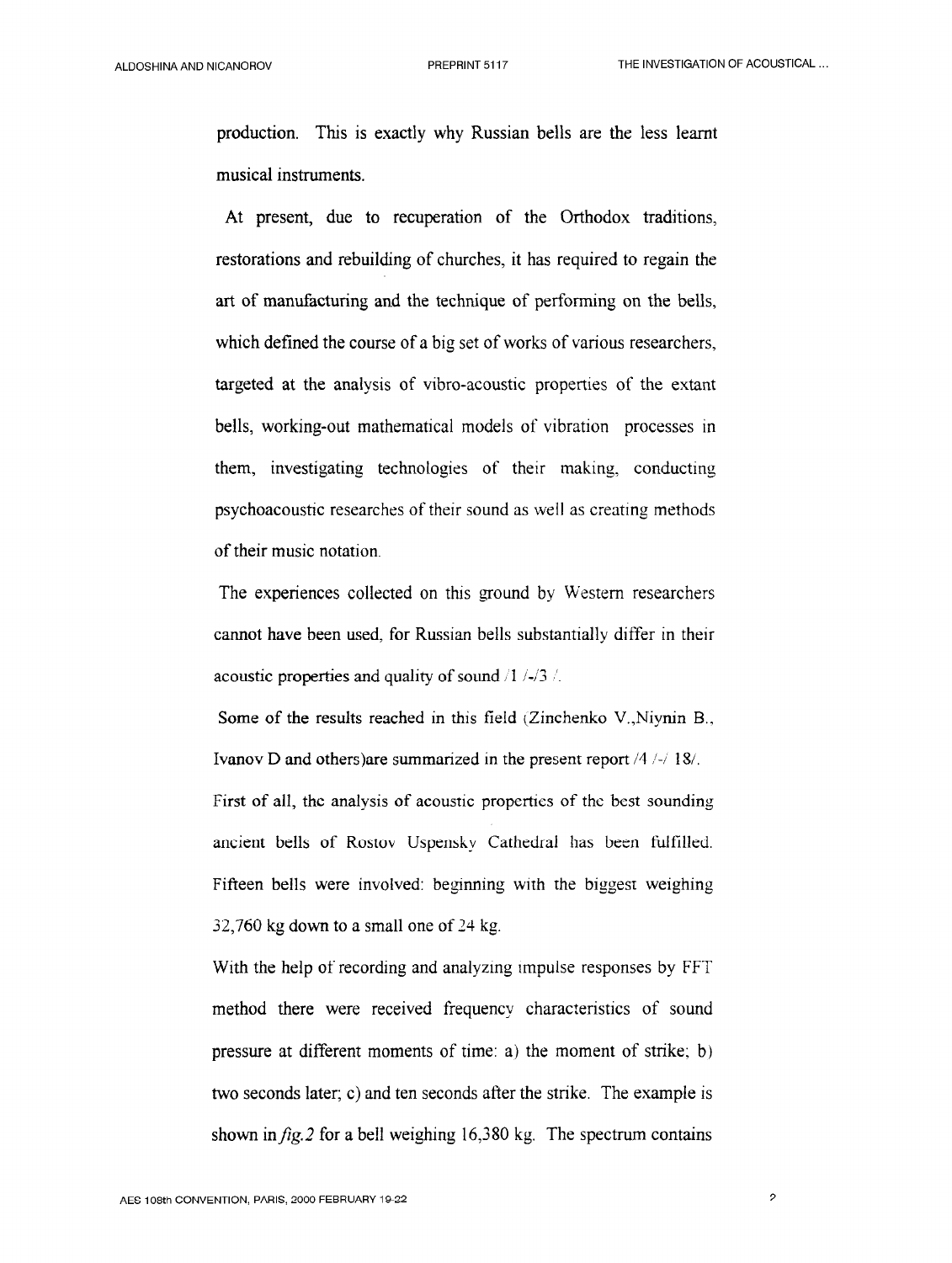production. This is exactly why Russian bells are the less learnt musical instruments.

At present, due to recuperation of the Orthodox traditions, restorations and rebuilding of churches, it has required to regain the art of manufacturing and the technique of performing on the bells, which defined the course of a big set of works of various researchers, targeted at the analysis of vibro-acoustic properties of the extant bells, working-out mathematical models of vibration processes in them, investigating technologies of their making, conducting psychoacoustic researches of their sound as well as creating methods of their music notation.

The experiences collected on this ground by Western researchers cannot have been used, for Russian bells substantially differ in their acoustic properties and quality of sound /1 /-/3 /.

Some of the results reached in this field (Zinchenko V.,Niynin B., Ivanov D and others)are summarized in the present report /4 /-/ 18/.

First of all, the analysis of acoustic properties of the best sounding ancient bells of Rostov Uspensky Cathedral has been fulfilled. Fifteen bells were involved: beginning with the biggest weighing 32,760 kg down to a small one of 24 kg.

With the help of recording and analyzing impulse responses by FFT method there were received frequency characteristics of sound pressure at different moments of time: a) the moment of strike; b) two seconds later; c) and ten seconds after the strike. The example is shown in *fig.2* for a bell weighing 16,380 kg. The spectrum contains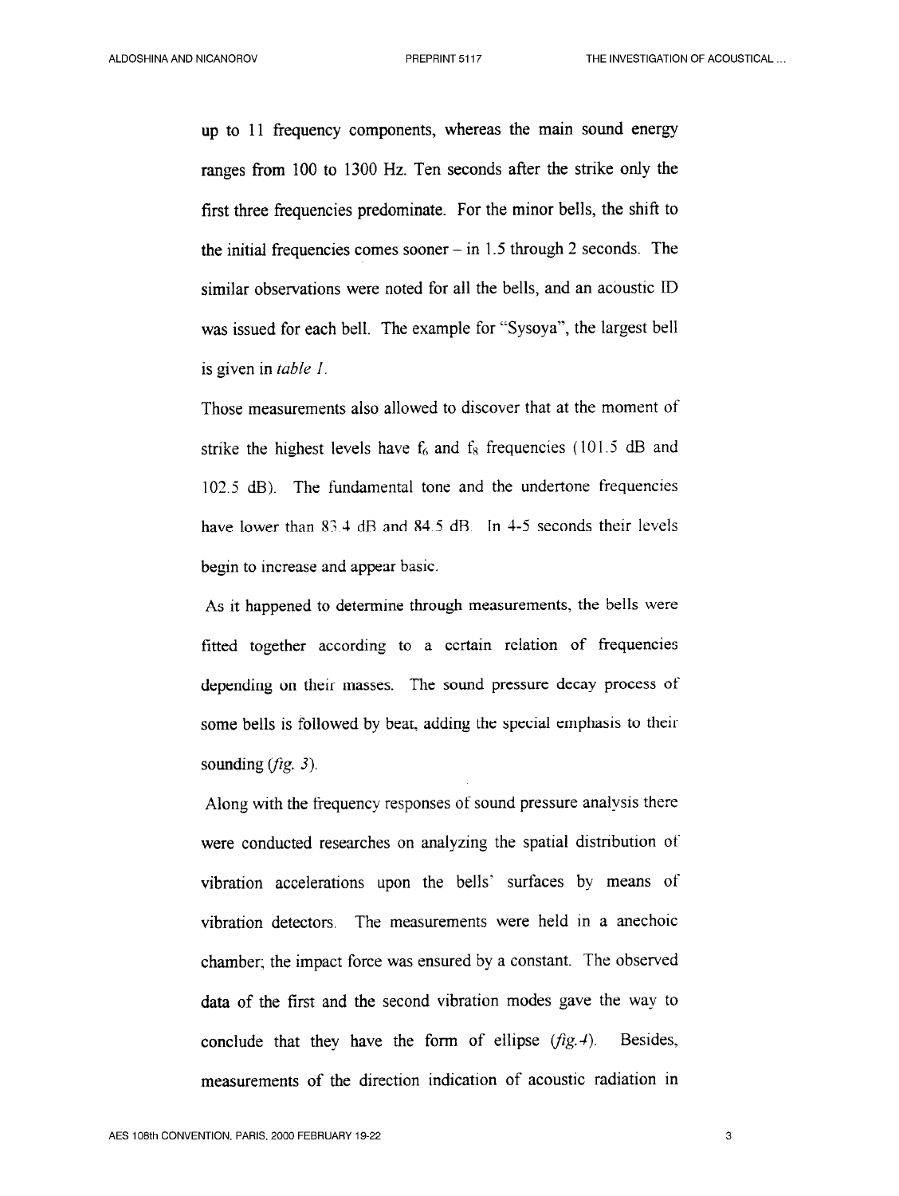up to 11 frequency components, whereas the main sound energy ranges from 100 to 1300 Hz. Ten seconds after the strike only the first three frequencies predominate. For the minor bells, the shift to the initial frequencies comes sooner – in 1.5 through 2 seconds. The similar observations were noted for all the bells, and an acoustic ID was issued for each bell. The example for "Sysoya", the largest bell is given in *table 1*.

Those measurements also allowed to discover that at the moment of strike the highest levels have $f_6$ and $f_8$ frequencies (101.5 dB and 102.5 dB). The fundamental tone and the undertone frequencies have lower than 83.4 dB and 84.5 dB. In 4-5 seconds their levels begin to increase and appear basic.

As it happened to determine through measurements, the bells were fitted together according to a certain relation of frequencies depending on their masses. The sound pressure decay process of some bells is followed by beat, adding the special emphasis to their sounding (*fig. 3*).

Along with the frequency responses of sound pressure analysis there were conducted researches on analyzing the spatial distribution of vibration accelerations upon the bells' surfaces by means of vibration detectors. The measurements were held in a anechoic chamber; the impact force was ensured by a constant. The observed data of the first and the second vibration modes gave the way to conclude that they have the form of ellipse (*fig.4*). Besides, measurements of the direction indication of acoustic radiation in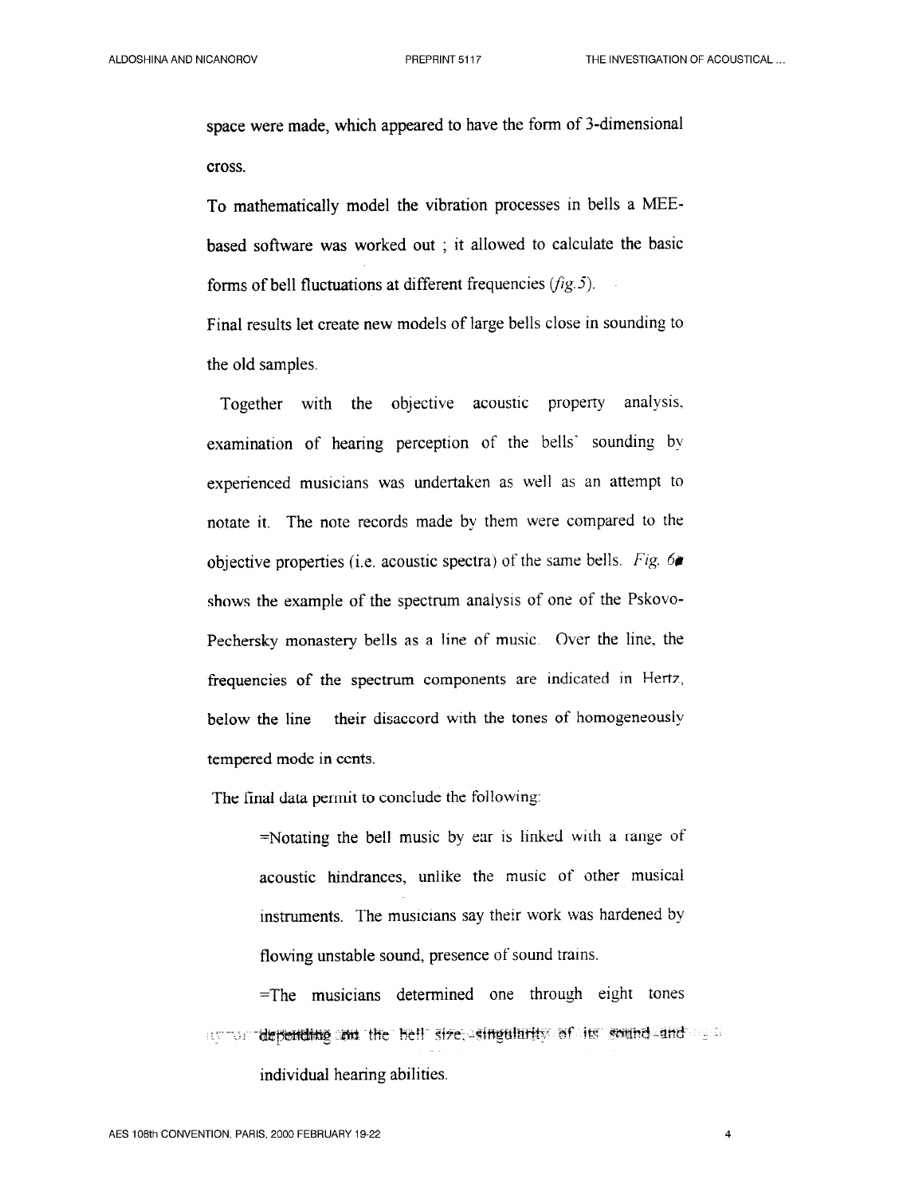space were made, which appeared to have the form of 3-dimensional cross.

To mathematically model the vibration processes in bells a MEE-based software was worked out ; it allowed to calculate the basic forms of bell fluctuations at different frequencies (*fig.5*).

Final results let create new models of large bells close in sounding to the old samples.

Together with the objective acoustic property analysis, examination of hearing perception of the bells' sounding by experienced musicians was undertaken as well as an attempt to notate it. The note records made by them were compared to the objective properties (i.e. acoustic spectra) of the same bells. *Fig. 6* shows the example of the spectrum analysis of one of the Pskovo-Pechersky monastery bells as a line of music. Over the line, the frequencies of the spectrum components are indicated in Hertz, below the line their disaccord with the tones of homogeneously tempered mode in cents.

The final data permit to conclude the following:

=Notating the bell music by ear is linked with a range of acoustic hindrances, unlike the music of other musical instruments. The musicians say their work was hardened by flowing unstable sound, presence of sound trains.

=The musicians determined one through eight tones depending on the bell size, singularity of its sound and individual hearing abilities.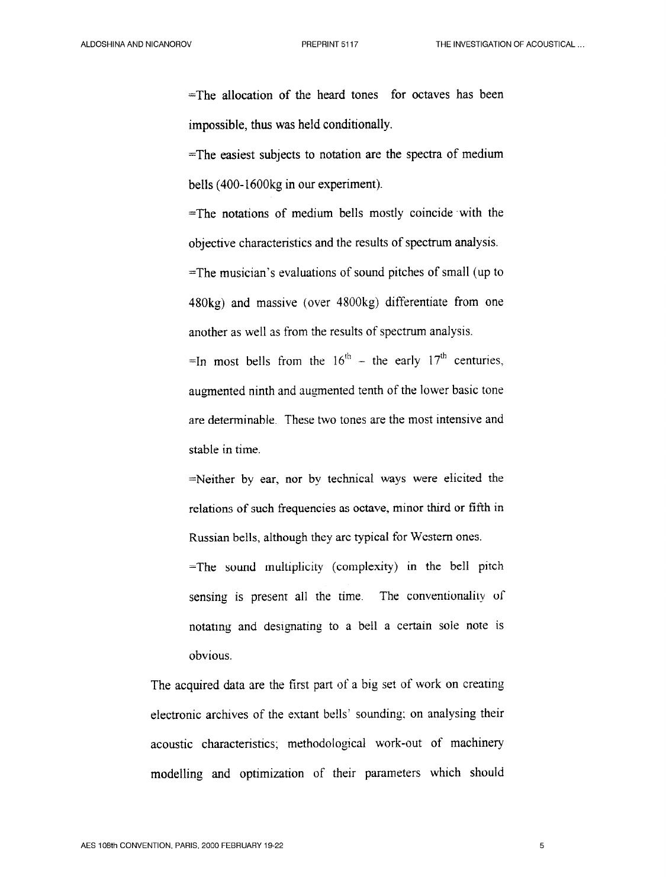=The allocation of the heard tones for octaves has been impossible, thus was held conditionally.

=The easiest subjects to notation are the spectra of medium bells (400-1600kg in our experiment).

=The notations of medium bells mostly coincide with the objective characteristics and the results of spectrum analysis.

=The musician's evaluations of sound pitches of small (up to 480kg) and massive (over 4800kg) differentiate from one another as well as from the results of spectrum analysis.

=In most bells from the $16^{th}$ – the early $17^{th}$ centuries, augmented ninth and augmented tenth of the lower basic tone are determinable. These two tones are the most intensive and stable in time.

=Neither by ear, nor by technical ways were elicited the relations of such frequencies as octave, minor third or fifth in Russian bells, although they arc typical for Western ones.

=The sound multiplicity (complexity) in the bell pitch sensing is present all the time. The conventionality of notating and designating to a bell a certain sole note is obvious.

The acquired data are the first part of a big set of work on creating electronic archives of the extant bells' sounding; on analysing their acoustic characteristics; methodological work-out of machinery modelling and optimization of their parameters which should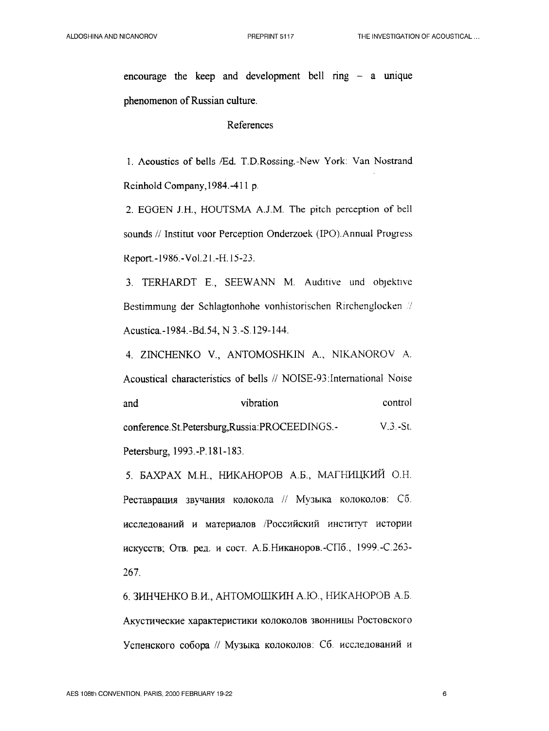encourage the keep and development bell ring – a unique phenomenon of Russian culture.

## References

1. Acoustics of bells /Ed. T.D.Rossing.-New York: Van Nostrand Reinhold Company,1984.-411 p.

2. EGGEN J.H., HOUTSMA A.J.M. The pitch perception of bell sounds // Institut voor Perception Onderzoek (IPO).Annual Progress Report.-1986.-Vol.21.-H.15-23.

3. TERHARDT E., SEEWANN M. Auditive und objektive Bestimmung der Schlagtonhohe vonhistorischen Rirchenglocken // Acustica.-1984.-Bd.54, N 3.-S.129-144.

4. ZINCHENKO V., ANTOMOSHKIN A., NIKANOROV A. Acoustical characteristics of bells // NOISE-93:International Noise and vibration control conference.St.Petersburg,Russia:PROCEEDINGS.- V.3.-St. Petersburg, 1993.-P.181-183.

5. БАХРАХ М.Н., НИКАНОРОВ А.Б., МАГНИЦКИЙ О.Н. Реставрация звучания колокола // Музыка колоколов: Сб. исследований и материалов /Российский институт истории искусств; Отв. ред. и сост. А.Б.Никаноров.-СПб., 1999.-С.263-267.

6. ЗИНЧЕНКО В.И., АНТОМОШКИН А.Ю., НИКАНОРОВ А.Б. Акустические характеристики колоколов звонницы Ростовского Успенского собора // Музыка колоколов: Сб. исследований и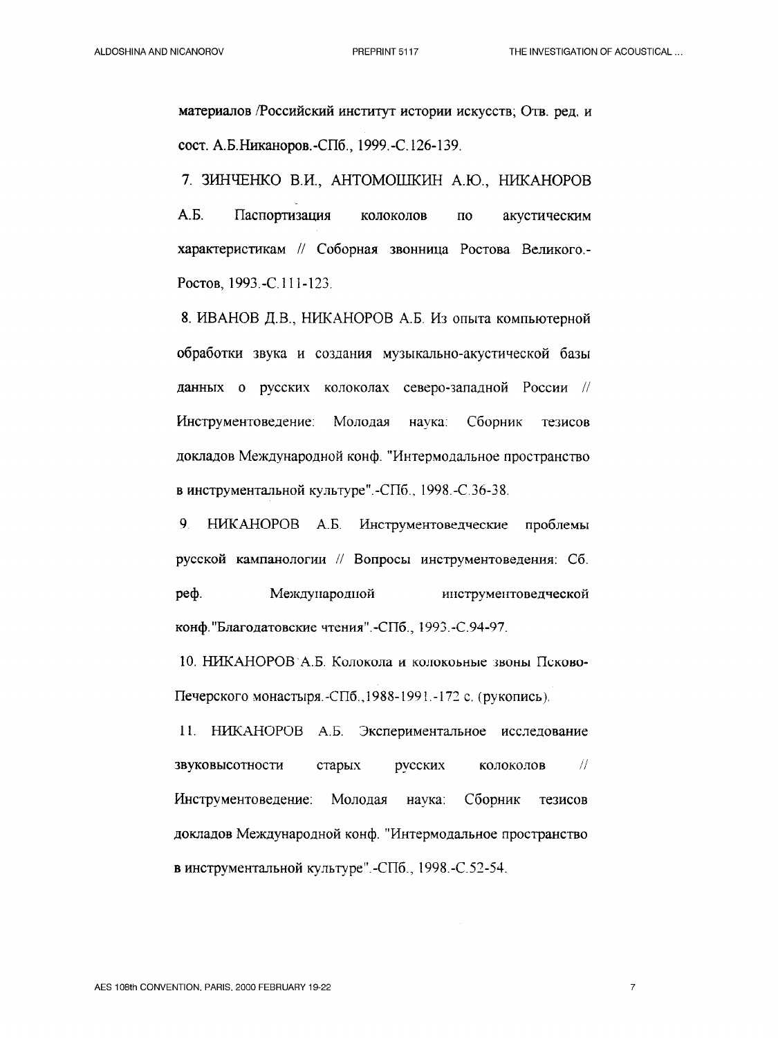материалов /Российский институт истории искусств; Отв. ред. и сост. А.Б.Никаноров.-СПб., 1999.-С.126-139.

7. ЗИНЧЕНКО В.И., АНТОМОШКИН А.Ю., НИКАНОРОВ А.Б. Паспортизация колоколов по акустическим характеристикам // Соборная звонница Ростова Великого.-Ростов, 1993.-С.111-123.

8. ИВАНОВ Д.В., НИКАНОРОВ А.Б. Из опыта компьютерной обработки звука и создания музыкально-акустической базы данных о русских колоколах северо-западной России // Инструментоведение: Молодая наука: Сборник тезисов докладов Международной конф. "Интермодальное пространство в инструментальной культуре".-СПб., 1998.-С.36-38.

9. НИКАНОРОВ А.Б. Инструментоведческие проблемы русской кампанологии // Вопросы инструментоведения: Сб. реф. Международной инструментоведческой конф."Благодатовские чтения".-СПб., 1993.-С.94-97.

10. НИКАНОРОВ А.Б. Колокола и колокольные звоны Псково-Печерского монастыря.-СПб.,1988-1991.-172 с. (рукопись).

11. НИКАНОРОВ А.Б. Экспериментальное исследование звуковысотности старых русских колоколов // Инструментоведение: Молодая наука: Сборник тезисов докладов Международной конф. "Интермодальное пространство в инструментальной культуре".-СПб., 1998.-С.52-54.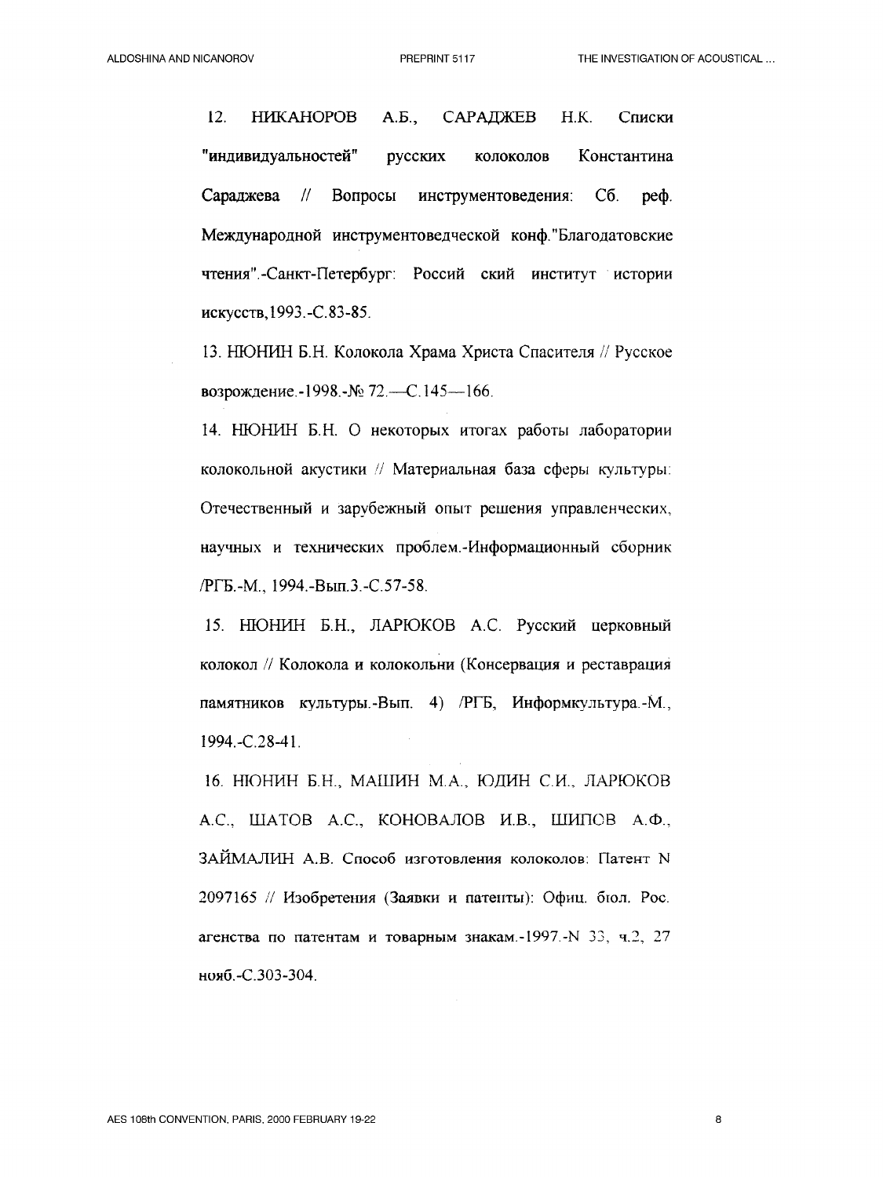12. НИКАНОРОВ А.Б., САРАДЖЕВ Н.К. Списки "индивидуальностей" русских колоколов Константина Сараджева // Вопросы инструментоведения: Сб. реф. Международной инструментоведческой конф."Благодатовские чтения".-Санкт-Петербург: Россий ский институт истории искусств,1993.-С.83-85.

13. НЮНИН Б.Н. Колокола Храма Христа Спасителя // Русское возрождение.-1998.-№ 72.—С.145—166.

14. НЮНИН Б.Н. О некоторых итогах работы лаборатории колокольной акустики // Материальная база сферы культуры: Отечественный и зарубежный опыт решения управленческих, научных и технических проблем.-Информационный сборник /РГБ.-М., 1994.-Вып.3.-С.57-58.

15. НЮНИН Б.Н., ЛАРЮКОВ А.С. Русский церковный колокол // Колокола и колокольни (Консервация и реставрация памятников культуры.-Вып. 4) /РГБ, Информкультура.-М., 1994.-С.28-41.

16. НЮНИН Б.Н., МАШИН М.А., ЮДИН С.И., ЛАРЮКОВ А.С., ШАТОВ А.С., КОНОВАЛОВ И.В., ШИПОВ А.Ф., ЗАЙМАЛИН А.В. Способ изготовления колоколов: Патент N 2097165 // Изобретения (Заявки и патенты): Офиц. бюл. Рос. агенства по патентам и товарным знакам.-1997.-N 33, ч.2, 27 нояб.-С.303-304.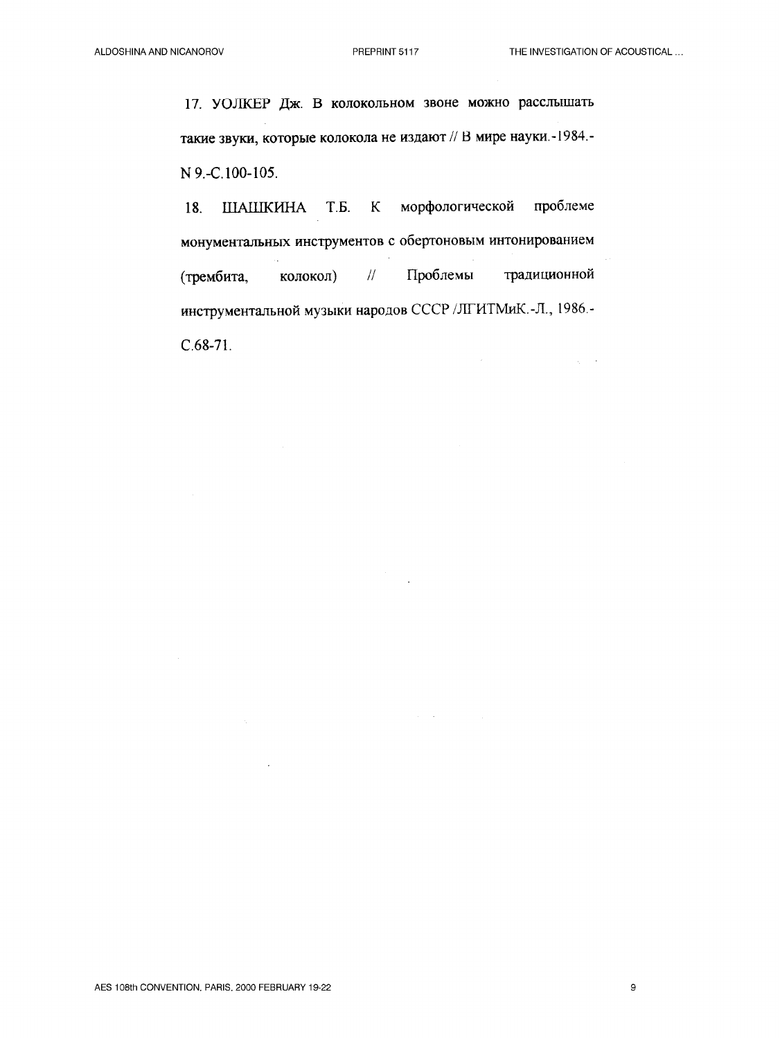17. УОЛКЕР Дж. В колокольном звоне можно расслышать такие звуки, которые колокола не издают // В мире науки.-1984.-N 9.-С.100-105.

18. ШАШКИНА Т.Б. К морфологической проблеме монументальных инструментов с обертоновым интонированием (трембита, колокол) // Проблемы традиционной инструментальной музыки народов СССР /ЛГИТМиК.-Л., 1986.-С.68-71.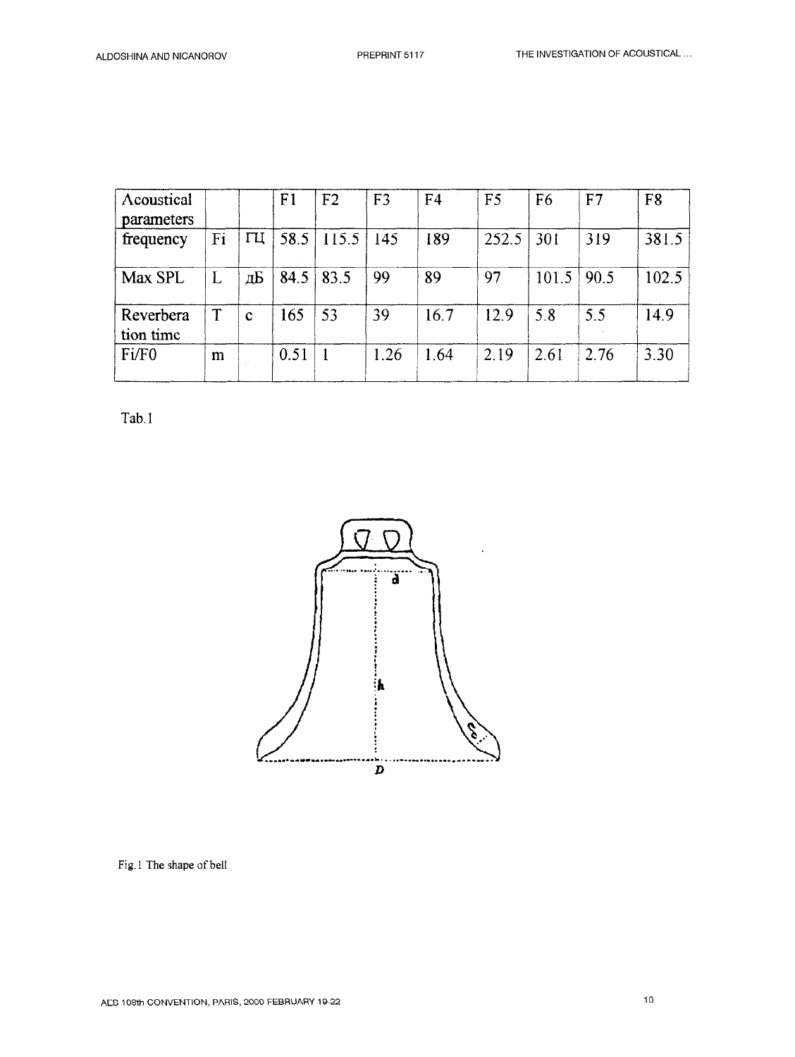| Acoustical parameters | | | F1 | F2 | F3 | F4 | F5 | F6 | F7 | F8 |
|---|---|---|---|---|---|---|---|---|---|---|
| frequency | Fi | ГЦ | 58.5 | 115.5 | 145 | 189 | 252.5 | 301 | 319 | 381.5 |
| Max SPL | L | дБ | 84.5 | 83.5 | 99 | 89 | 97 | 101.5 | 90.5 | 102.5 |
| Reverberation time | T | c | 165 | 53 | 39 | 16.7 | 12.9 | 5.8 | 5.5 | 14.9 |
| Fi/F0 | m | | 0.51 | 1 | 1.26 | 1.64 | 2.19 | 2.61 | 2.76 | 3.30 |

Tab.1

Fig.1 The shape of bell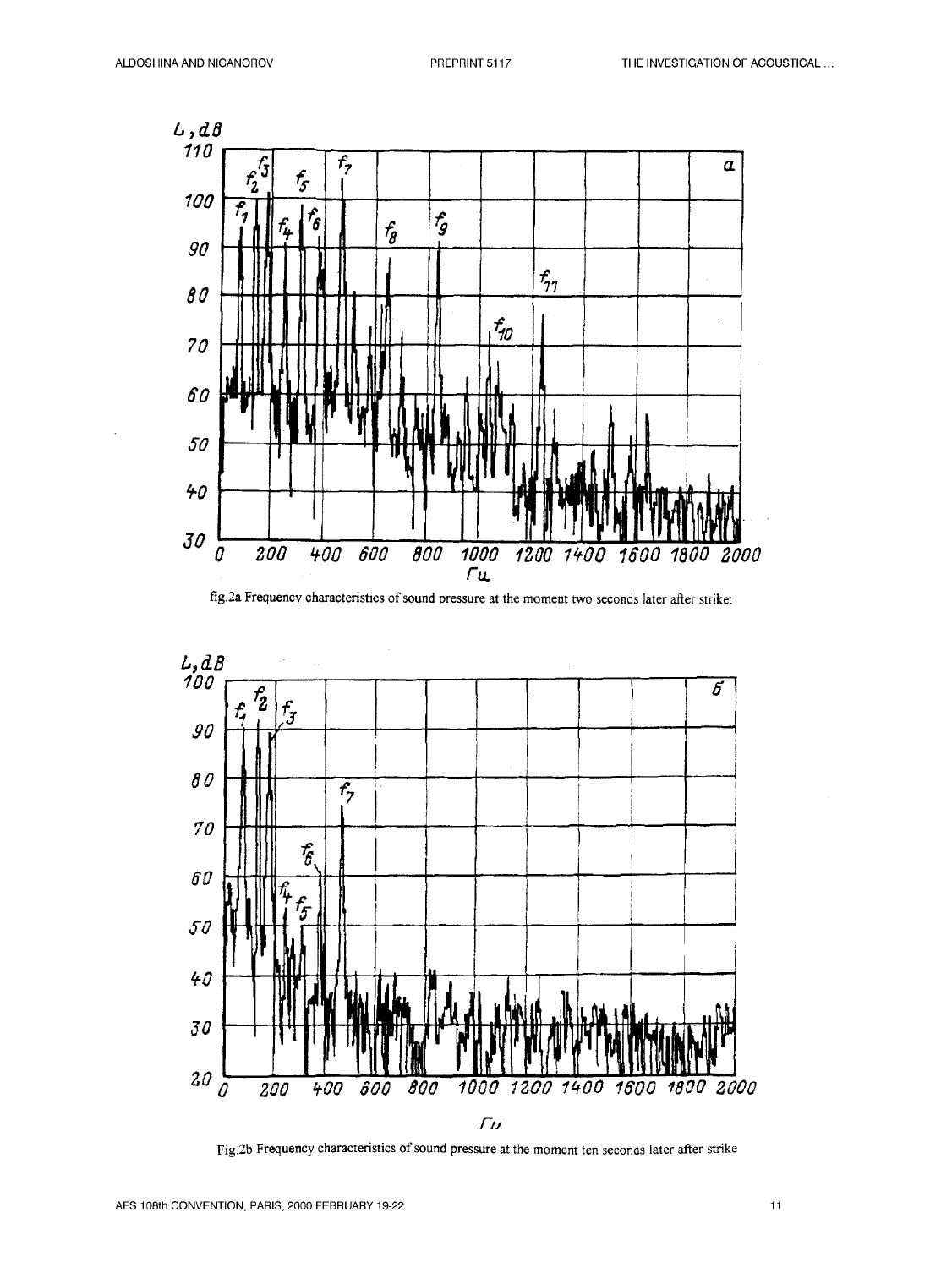fig.2a Frequency characteristics of sound pressure at the moment two seconds later after strike:

Fig.2b Frequency characteristics of sound pressure at the moment ten seconds later after strike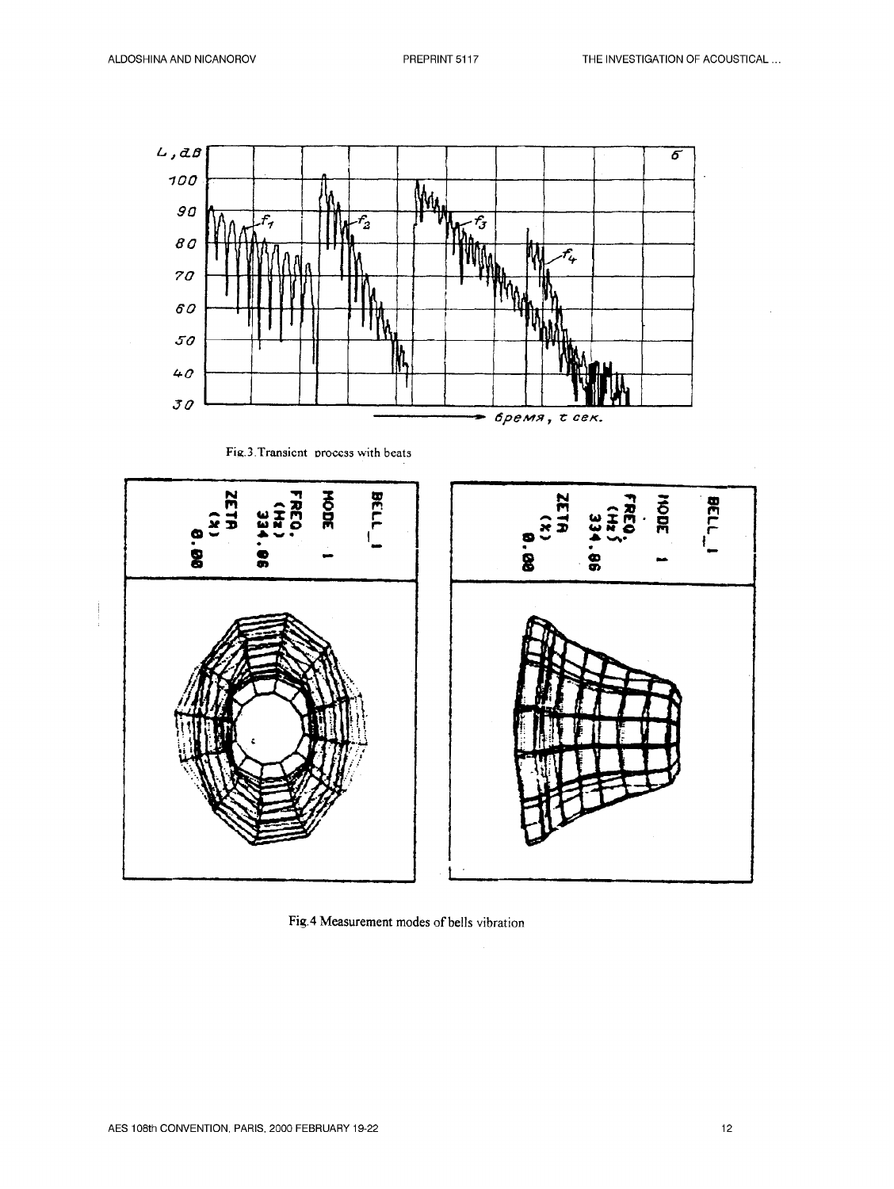Fig.3 Transient process with beats

Fig.4 Measurement modes of bells vibration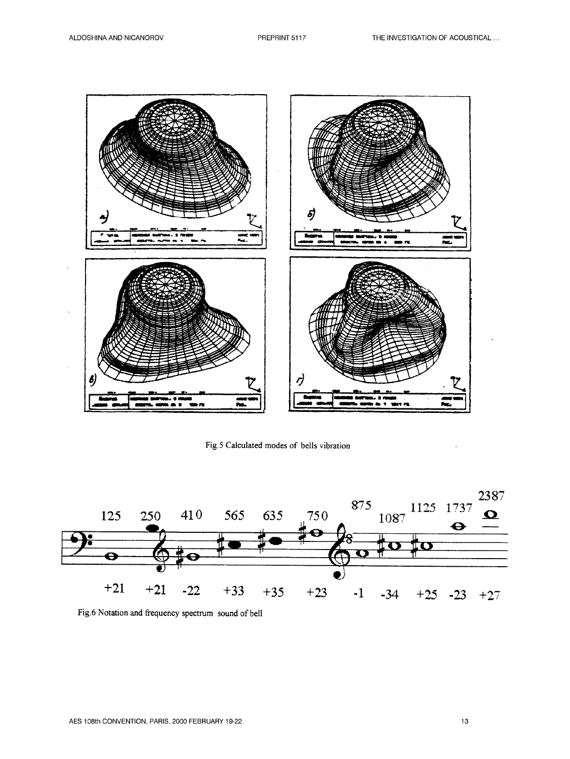Fig.5 Calculated modes of bells vibration

125 250 410 565 635 750 875 1087 1125 1737 2387

+21 +21 -22 +33 +35 +23 -1 -34 +25 -23 +27

Fig.6 Notation and frequency spectrum sound of bell